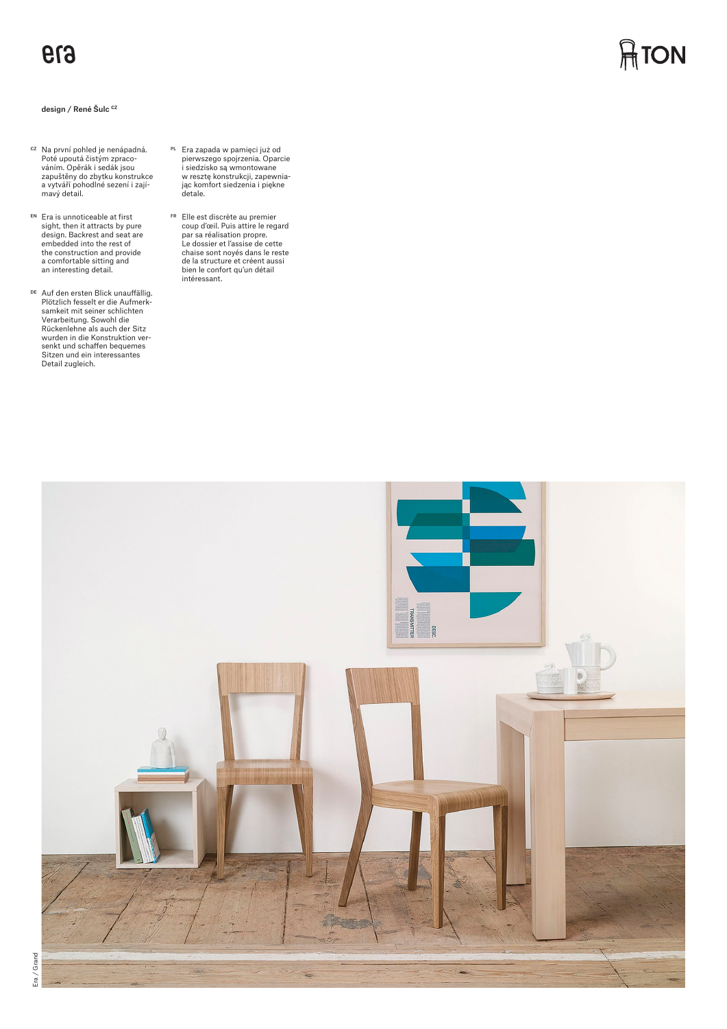# era

**design / René Šulc CZ**

CZ Na první pohled je nenápadná. Poté upoutá čistým zpracováním. Opěrák i sedák jsou zapuštěny do zbytku konstrukce a vytváří pohodlné sezení i zajímavý detail.

EN Era is unnoticeable at first sight, then it attracts by pure design. Backrest and seat are embedded into the rest of the construction and provide a comfortable sitting and an interesting detail.

DE Auf den ersten Blick unauffällig. Plötzlich fesselt er die Aufmerksamkeit mit seiner schlichten Verarbeitung. Sowohl die Rückenlehne als auch der Sitz wurden in die Konstruktion versenkt und schaffen bequemes Sitzen und ein interessantes Detail zugleich.

PL Era zapada w pamięci już od pierwszego spojrzenia. Oparcie i siedzisko są wmontowane w resztę konstrukcji, zapewniając komfort siedzenia i piękne detale.

FR Elle est discrète au premier coup d'œil. Puis attire le regard par sa réalisation propre. Le dossier et l'assise de cette chaise sont noyés dans le reste de la structure et créent aussi bien le confort qu'un détail intéressant.

Era / Grand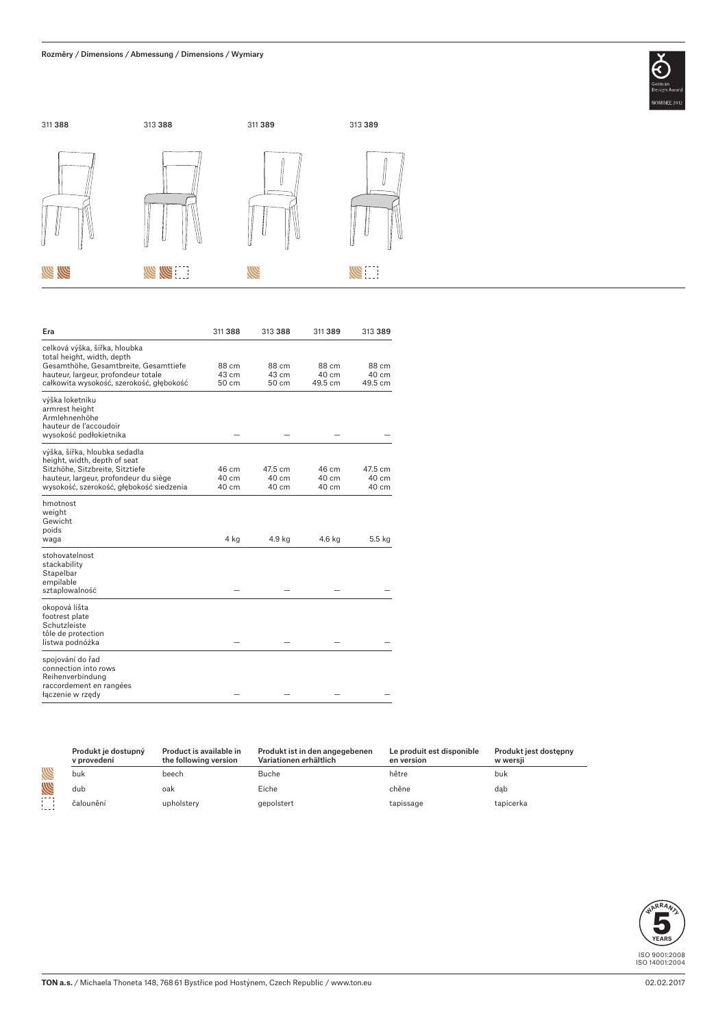Rozměry / Dimensions / Abmessung / Dimensions / Wymiary

German Design Award NOMINEE 2012

311 **388** 313 **388** 311 **389** 313 **389**

| Era | 311 **388** | 313 **388** | 311 **389** | 313 **389** |
|---|---|---|---|---|
| celková výška, šířka, hloubka<br>total height, width, depth<br>Gesamthöhe, Gesamtbreite, Gesamttiefe<br>hauteur, largeur, profondeur totale<br>całkowita wysokość, szerokość, głębokość | 88 cm<br>43 cm<br>50 cm | 88 cm<br>43 cm<br>50 cm | 88 cm<br>40 cm<br>49.5 cm | 88 cm<br>40 cm<br>49.5 cm |
| výška loketníku<br>armrest height<br>Armlehnenhöhe<br>hauteur de l'accoudoir<br>wysokość podłokietnika | – | – | – | – |
| výška, šířka, hloubka sedadla<br>height, width, depth of seat<br>Sitzhöhe, Sitzbreite, Sitztiefe<br>hauteur, largeur, profondeur du siège<br>wysokość, szerokość, głębokość siedzenia | 46 cm<br>40 cm<br>40 cm | 47.5 cm<br>40 cm<br>40 cm | 46 cm<br>40 cm<br>40 cm | 47.5 cm<br>40 cm<br>40 cm |
| hmotnost<br>weight<br>Gewicht<br>poids<br>waga | 4 kg | 4.9 kg | 4.6 kg | 5.5 kg |
| stohovatelnost<br>stackability<br>Stapelbar<br>empilable<br>sztaplowalność | – | – | – | – |
| okopová lišta<br>footrest plate<br>Schutzleiste<br>tôle de protection<br>listwa podnóżka | – | – | – | – |
| spojování do řad<br>connection into rows<br>Reihenverbindung<br>raccordement en rangées<br>łączenie w rzędy | – | – | – | – |

| Produkt je dostupný v provedení | Product is available in the following version | Produkt ist in den angegebenen Variationen erhältlich | Le produit est disponible en version | Produkt jest dostępny w wersji |
|---|---|---|---|---|
| buk | beech | Buche | hêtre | buk |
| dub | oak | Eiche | chêne | dąb |
| čalounění | upholstery | gepolstert | tapissage | tapicerka |

WARRANTY 5 YEARS

ISO 9001:2008
ISO 14001:2004

**TON a.s.** / Michaela Thoneta 148, 768 61 Bystřice pod Hostýnem, Czech Republic / www.ton.eu

02.02.2017